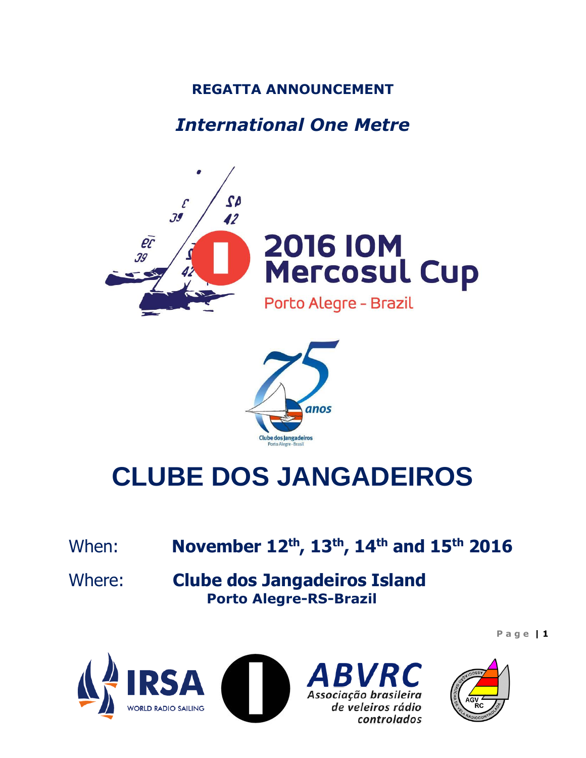**REGATTA ANNOUNCEMENT**

***International One Metre***

# 2016 IOM Mercosul Cup

Porto Alegre - Brazil

# CLUBE DOS JANGADEIROS

When: **November 12th, 13th, 14th and 15th 2016**

Where: **Clube dos Jangadeiros Island**
**Porto Alegre-RS-Brazil**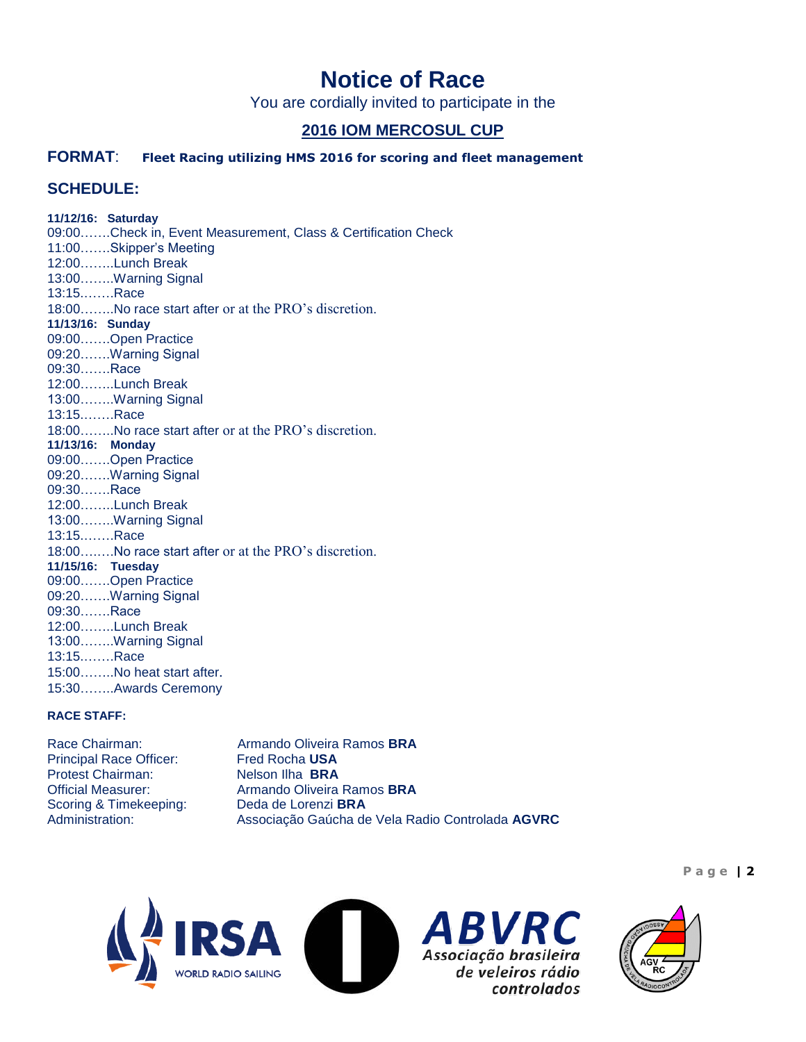# Notice of Race

You are cordially invited to participate in the

## 2016 IOM MERCOSUL CUP

**FORMAT**: **Fleet Racing utilizing HMS 2016 for scoring and fleet management**

## SCHEDULE:

**11/12/16: Saturday**
09:00…….Check in, Event Measurement, Class & Certification Check
11:00…….Skipper's Meeting
12:00……..Lunch Break
13:00……..Warning Signal
13:15……..Race
18:00……..No race start after or at the PRO's discretion.

**11/13/16: Sunday**
09:00…….Open Practice
09:20…….Warning Signal
09:30…….Race
12:00……..Lunch Break
13:00……..Warning Signal
13:15……..Race
18:00……..No race start after or at the PRO's discretion.

**11/13/16: Monday**
09:00…….Open Practice
09:20…….Warning Signal
09:30…….Race
12:00……..Lunch Break
13:00……..Warning Signal
13:15……..Race
18:00……..No race start after or at the PRO's discretion.

**11/15/16: Tuesday**
09:00…….Open Practice
09:20…….Warning Signal
09:30…….Race
12:00……..Lunch Break
13:00……..Warning Signal
13:15……..Race
15:00……..No heat start after.
15:30……..Awards Ceremony

**RACE STAFF:**

| | |
|---|---|
| Race Chairman: | Armando Oliveira Ramos **BRA** |
| Principal Race Officer: | Fred Rocha **USA** |
| Protest Chairman: | Nelson Ilha **BRA** |
| Official Measurer: | Armando Oliveira Ramos **BRA** |
| Scoring & Timekeeping: | Deda de Lorenzi **BRA** |
| Administration: | Associação Gaúcha de Vela Radio Controlada **AGVRC** |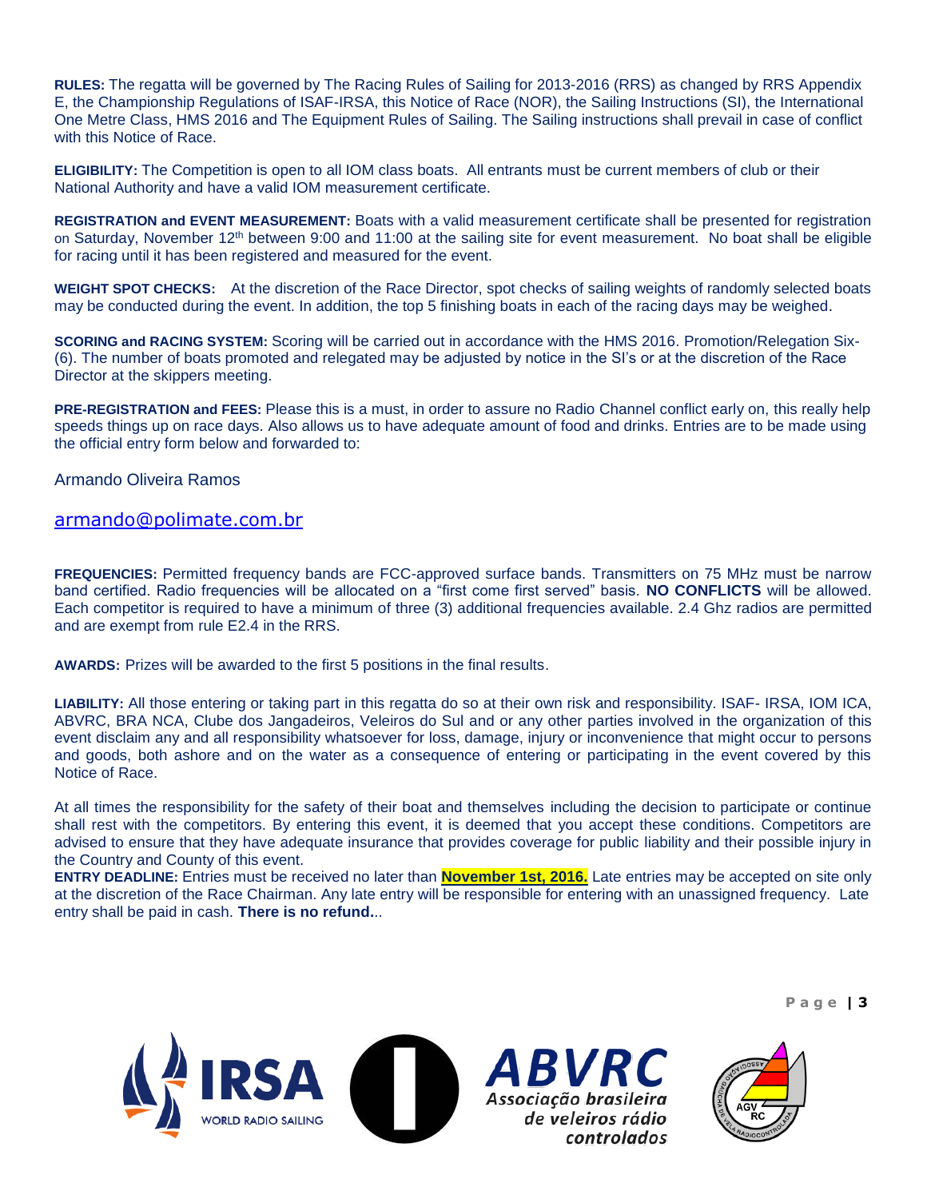**RULES:** The regatta will be governed by The Racing Rules of Sailing for 2013-2016 (RRS) as changed by RRS Appendix E, the Championship Regulations of ISAF-IRSA, this Notice of Race (NOR), the Sailing Instructions (SI), the International One Metre Class, HMS 2016 and The Equipment Rules of Sailing. The Sailing instructions shall prevail in case of conflict with this Notice of Race.

**ELIGIBILITY:** The Competition is open to all IOM class boats. All entrants must be current members of club or their National Authority and have a valid IOM measurement certificate.

**REGISTRATION and EVENT MEASUREMENT:** Boats with a valid measurement certificate shall be presented for registration on Saturday, November 12th between 9:00 and 11:00 at the sailing site for event measurement. No boat shall be eligible for racing until it has been registered and measured for the event.

**WEIGHT SPOT CHECKS:** At the discretion of the Race Director, spot checks of sailing weights of randomly selected boats may be conducted during the event. In addition, the top 5 finishing boats in each of the racing days may be weighed.

**SCORING and RACING SYSTEM:** Scoring will be carried out in accordance with the HMS 2016. Promotion/Relegation Six-(6). The number of boats promoted and relegated may be adjusted by notice in the SI's or at the discretion of the Race Director at the skippers meeting.

**PRE-REGISTRATION and FEES:** Please this is a must, in order to assure no Radio Channel conflict early on, this really help speeds things up on race days. Also allows us to have adequate amount of food and drinks. Entries are to be made using the official entry form below and forwarded to:

Armando Oliveira Ramos

armando@polimate.com.br

**FREQUENCIES:** Permitted frequency bands are FCC-approved surface bands. Transmitters on 75 MHz must be narrow band certified. Radio frequencies will be allocated on a "first come first served" basis. **NO CONFLICTS** will be allowed. Each competitor is required to have a minimum of three (3) additional frequencies available. 2.4 Ghz radios are permitted and are exempt from rule E2.4 in the RRS.

**AWARDS:** Prizes will be awarded to the first 5 positions in the final results.

**LIABILITY:** All those entering or taking part in this regatta do so at their own risk and responsibility. ISAF- IRSA, IOM ICA, ABVRC, BRA NCA, Clube dos Jangadeiros, Veleiros do Sul and or any other parties involved in the organization of this event disclaim any and all responsibility whatsoever for loss, damage, injury or inconvenience that might occur to persons and goods, both ashore and on the water as a consequence of entering or participating in the event covered by this Notice of Race.

At all times the responsibility for the safety of their boat and themselves including the decision to participate or continue shall rest with the competitors. By entering this event, it is deemed that you accept these conditions. Competitors are advised to ensure that they have adequate insurance that provides coverage for public liability and their possible injury in the Country and County of this event.

**ENTRY DEADLINE:** Entries must be received no later than **November 1st, 2016.** Late entries may be accepted on site only at the discretion of the Race Chairman. Any late entry will be responsible for entering with an unassigned frequency. Late entry shall be paid in cash. **There is no refund.**..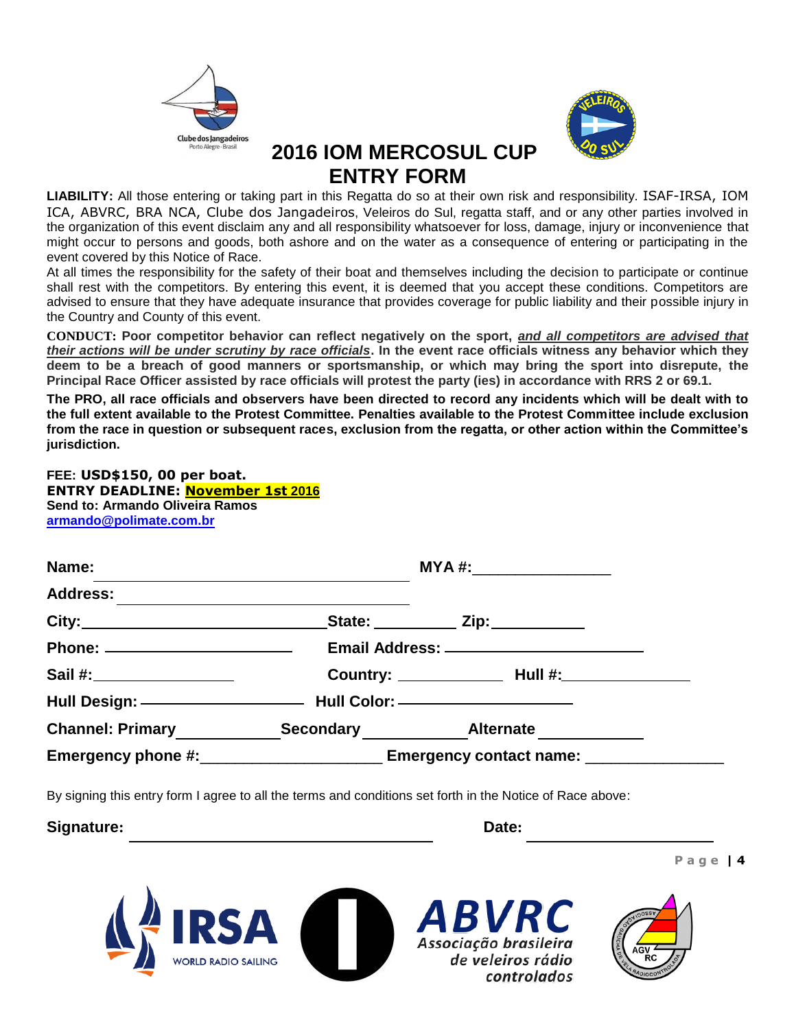# 2016 IOM MERCOSUL CUP ENTRY FORM

**LIABILITY:** All those entering or taking part in this Regatta do so at their own risk and responsibility. ISAF-IRSA, IOM ICA, ABVRC, BRA NCA, Clube dos Jangadeiros, Veleiros do Sul, regatta staff, and or any other parties involved in the organization of this event disclaim any and all responsibility whatsoever for loss, damage, injury or inconvenience that might occur to persons and goods, both ashore and on the water as a consequence of entering or participating in the event covered by this Notice of Race.

At all times the responsibility for the safety of their boat and themselves including the decision to participate or continue shall rest with the competitors. By entering this event, it is deemed that you accept these conditions. Competitors are advised to ensure that they have adequate insurance that provides coverage for public liability and their possible injury in the Country and County of this event.

**CONDUCT: Poor competitor behavior can reflect negatively on the sport, *and all competitors are advised that their actions will be under scrutiny by race officials*. In the event race officials witness any behavior which they deem to be a breach of good manners or sportsmanship, or which may bring the sport into disrepute, the Principal Race Officer assisted by race officials will protest the party (ies) in accordance with RRS 2 or 69.1.**

**The PRO, all race officials and observers have been directed to record any incidents which will be dealt with to the full extent available to the Protest Committee. Penalties available to the Protest Committee include exclusion from the race in question or subsequent races, exclusion from the regatta, or other action within the Committee's jurisdiction.**

**FEE: USD$150, 00 per boat.**
**ENTRY DEADLINE: November 1st 2016**
**Send to: Armando Oliveira Ramos**
**armando@polimate.com.br**

**Name:** ______________________ **MYA #:** ______________

**Address:** ______________________

**City:** ______________________ **State:** __________ **Zip:** __________

**Phone:** ______________________ **Email Address:** ______________________

**Sail #:** ______________ **Country:** ____________ **Hull #:** ______________

**Hull Design:** ______________________ **Hull Color:** ______________________

**Channel: Primary** __________ **Secondary** __________ **Alternate** __________

**Emergency phone #:** ____________________ **Emergency contact name:** ______________

By signing this entry form I agree to all the terms and conditions set forth in the Notice of Race above:

**Signature:** ______________________ **Date:** ______________